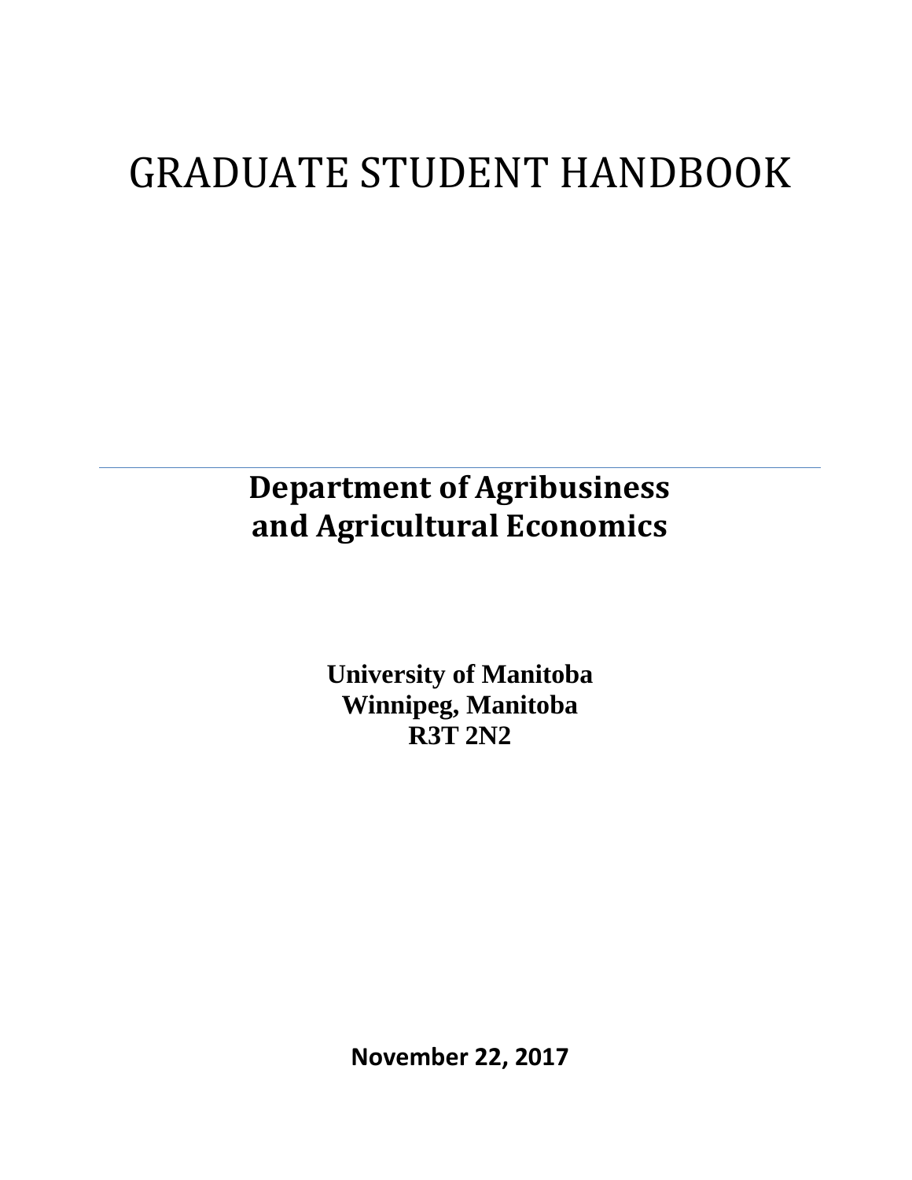# GRADUATE STUDENT HANDBOOK

---

## Department of Agribusiness and Agricultural Economics

**University of Manitoba**
**Winnipeg, Manitoba**
**R3T 2N2**

**November 22, 2017**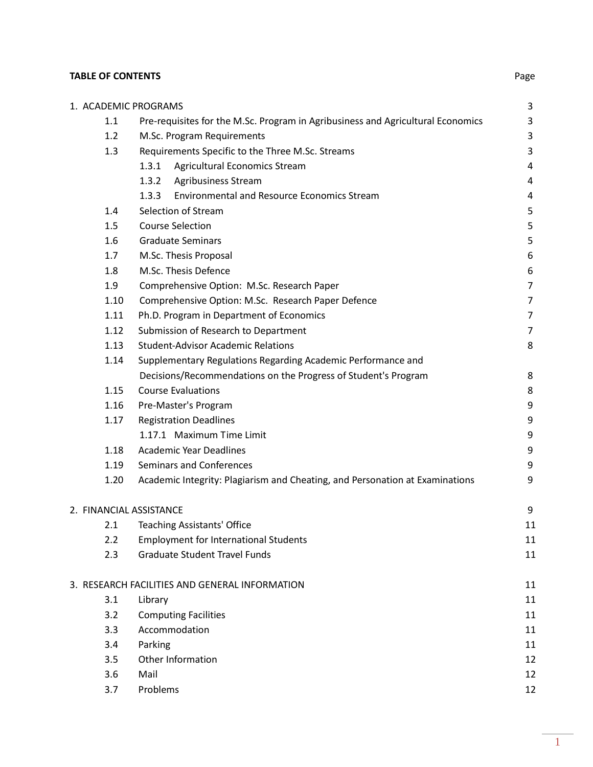**TABLE OF CONTENTS** Page

| Section | Title | Page |
|---|---|---|
| 1. | ACADEMIC PROGRAMS | 3 |
| 1.1 | Pre-requisites for the M.Sc. Program in Agribusiness and Agricultural Economics | 3 |
| 1.2 | M.Sc. Program Requirements | 3 |
| 1.3 | Requirements Specific to the Three M.Sc. Streams | 3 |
| 1.3.1 | Agricultural Economics Stream | 4 |
| 1.3.2 | Agribusiness Stream | 4 |
| 1.3.3 | Environmental and Resource Economics Stream | 4 |
| 1.4 | Selection of Stream | 5 |
| 1.5 | Course Selection | 5 |
| 1.6 | Graduate Seminars | 5 |
| 1.7 | M.Sc. Thesis Proposal | 6 |
| 1.8 | M.Sc. Thesis Defence | 6 |
| 1.9 | Comprehensive Option: M.Sc. Research Paper | 7 |
| 1.10 | Comprehensive Option: M.Sc. Research Paper Defence | 7 |
| 1.11 | Ph.D. Program in Department of Economics | 7 |
| 1.12 | Submission of Research to Department | 7 |
| 1.13 | Student-Advisor Academic Relations | 8 |
| 1.14 | Supplementary Regulations Regarding Academic Performance and Decisions/Recommendations on the Progress of Student's Program | 8 |
| 1.15 | Course Evaluations | 8 |
| 1.16 | Pre-Master's Program | 9 |
| 1.17 | Registration Deadlines | 9 |
| 1.17.1 | Maximum Time Limit | 9 |
| 1.18 | Academic Year Deadlines | 9 |
| 1.19 | Seminars and Conferences | 9 |
| 1.20 | Academic Integrity: Plagiarism and Cheating, and Personation at Examinations | 9 |
| 2. | FINANCIAL ASSISTANCE | 9 |
| 2.1 | Teaching Assistants' Office | 11 |
| 2.2 | Employment for International Students | 11 |
| 2.3 | Graduate Student Travel Funds | 11 |
| 3. | RESEARCH FACILITIES AND GENERAL INFORMATION | 11 |
| 3.1 | Library | 11 |
| 3.2 | Computing Facilities | 11 |
| 3.3 | Accommodation | 11 |
| 3.4 | Parking | 11 |
| 3.5 | Other Information | 12 |
| 3.6 | Mail | 12 |
| 3.7 | Problems | 12 |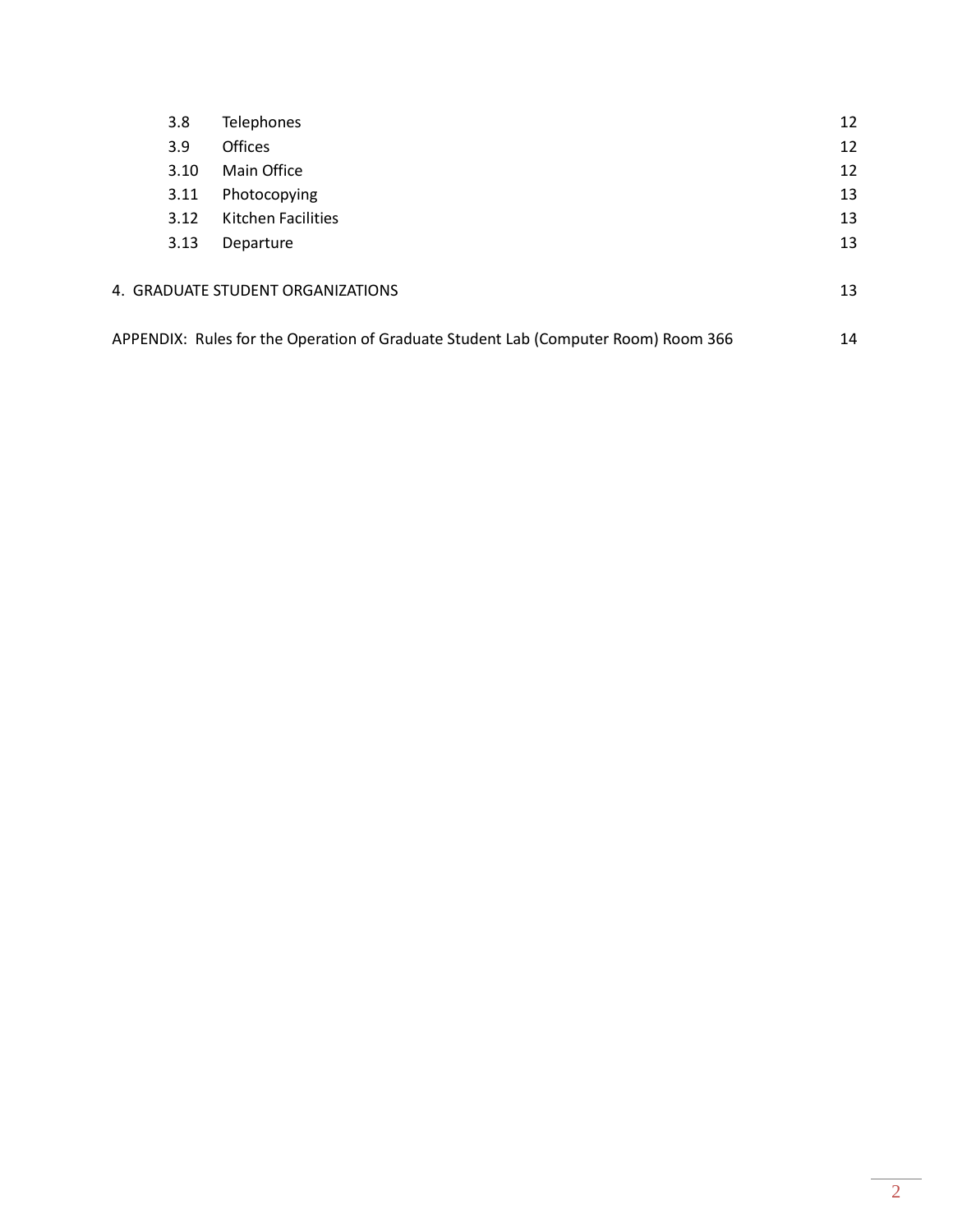| | | |
|---|---|---|
| 3.8 | Telephones | 12 |
| 3.9 | Offices | 12 |
| 3.10 | Main Office | 12 |
| 3.11 | Photocopying | 13 |
| 3.12 | Kitchen Facilities | 13 |
| 3.13 | Departure | 13 |

4. GRADUATE STUDENT ORGANIZATIONS 13

APPENDIX: Rules for the Operation of Graduate Student Lab (Computer Room) Room 366 14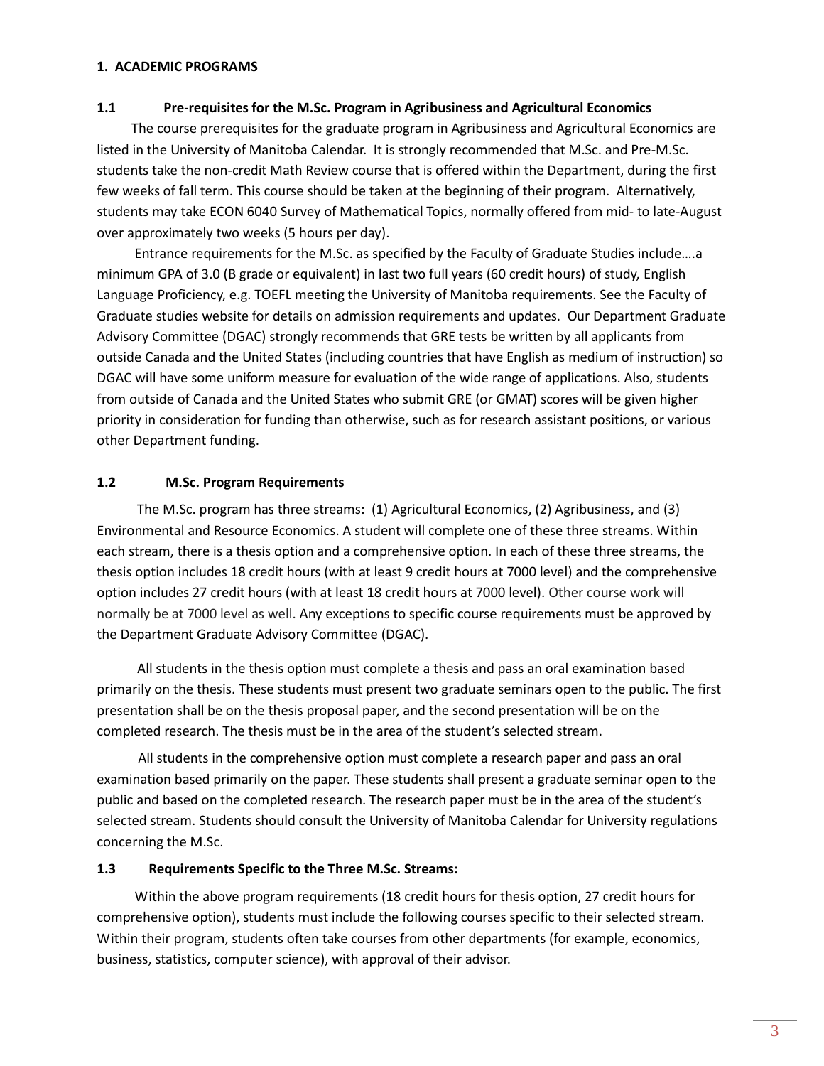## 1. ACADEMIC PROGRAMS

### 1.1 Pre-requisites for the M.Sc. Program in Agribusiness and Agricultural Economics

The course prerequisites for the graduate program in Agribusiness and Agricultural Economics are listed in the University of Manitoba Calendar. It is strongly recommended that M.Sc. and Pre-M.Sc. students take the non-credit Math Review course that is offered within the Department, during the first few weeks of fall term. This course should be taken at the beginning of their program. Alternatively, students may take ECON 6040 Survey of Mathematical Topics, normally offered from mid- to late-August over approximately two weeks (5 hours per day).

Entrance requirements for the M.Sc. as specified by the Faculty of Graduate Studies include….a minimum GPA of 3.0 (B grade or equivalent) in last two full years (60 credit hours) of study, English Language Proficiency, e.g. TOEFL meeting the University of Manitoba requirements. See the Faculty of Graduate studies website for details on admission requirements and updates. Our Department Graduate Advisory Committee (DGAC) strongly recommends that GRE tests be written by all applicants from outside Canada and the United States (including countries that have English as medium of instruction) so DGAC will have some uniform measure for evaluation of the wide range of applications. Also, students from outside of Canada and the United States who submit GRE (or GMAT) scores will be given higher priority in consideration for funding than otherwise, such as for research assistant positions, or various other Department funding.

### 1.2 M.Sc. Program Requirements

The M.Sc. program has three streams: (1) Agricultural Economics, (2) Agribusiness, and (3) Environmental and Resource Economics. A student will complete one of these three streams. Within each stream, there is a thesis option and a comprehensive option. In each of these three streams, the thesis option includes 18 credit hours (with at least 9 credit hours at 7000 level) and the comprehensive option includes 27 credit hours (with at least 18 credit hours at 7000 level). Other course work will normally be at 7000 level as well. Any exceptions to specific course requirements must be approved by the Department Graduate Advisory Committee (DGAC).

All students in the thesis option must complete a thesis and pass an oral examination based primarily on the thesis. These students must present two graduate seminars open to the public. The first presentation shall be on the thesis proposal paper, and the second presentation will be on the completed research. The thesis must be in the area of the student's selected stream.

All students in the comprehensive option must complete a research paper and pass an oral examination based primarily on the paper. These students shall present a graduate seminar open to the public and based on the completed research. The research paper must be in the area of the student's selected stream. Students should consult the University of Manitoba Calendar for University regulations concerning the M.Sc.

### 1.3 Requirements Specific to the Three M.Sc. Streams:

Within the above program requirements (18 credit hours for thesis option, 27 credit hours for comprehensive option), students must include the following courses specific to their selected stream. Within their program, students often take courses from other departments (for example, economics, business, statistics, computer science), with approval of their advisor.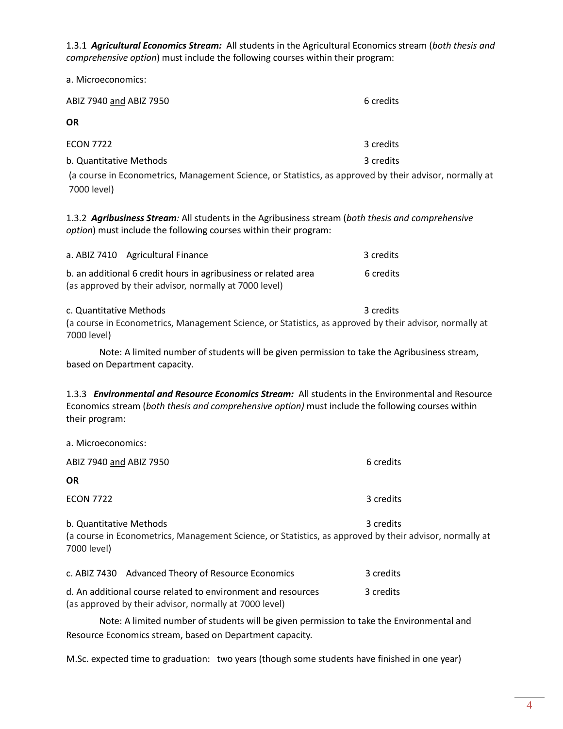1.3.1 ***Agricultural Economics Stream:*** All students in the Agricultural Economics stream (*both thesis and comprehensive option*) must include the following courses within their program:

a. Microeconomics:

ABIZ 7940 and ABIZ 7950 — 6 credits

**OR**

ECON 7722 — 3 credits

b. Quantitative Methods — 3 credits

(a course in Econometrics, Management Science, or Statistics, as approved by their advisor, normally at 7000 level)

1.3.2 ***Agribusiness Stream:*** All students in the Agribusiness stream (*both thesis and comprehensive option*) must include the following courses within their program:

a. ABIZ 7410 Agricultural Finance — 3 credits

b. an additional 6 credit hours in agribusiness or related area — 6 credits
(as approved by their advisor, normally at 7000 level)

c. Quantitative Methods — 3 credits
(a course in Econometrics, Management Science, or Statistics, as approved by their advisor, normally at 7000 level)

Note: A limited number of students will be given permission to take the Agribusiness stream, based on Department capacity.

1.3.3 ***Environmental and Resource Economics Stream:*** All students in the Environmental and Resource Economics stream (*both thesis and comprehensive option)* must include the following courses within their program:

a. Microeconomics:

ABIZ 7940 and ABIZ 7950 — 6 credits

**OR**

ECON 7722 — 3 credits

b. Quantitative Methods — 3 credits
(a course in Econometrics, Management Science, or Statistics, as approved by their advisor, normally at 7000 level)

c. ABIZ 7430 Advanced Theory of Resource Economics — 3 credits

d. An additional course related to environment and resources — 3 credits
(as approved by their advisor, normally at 7000 level)

Note: A limited number of students will be given permission to take the Environmental and Resource Economics stream, based on Department capacity.

M.Sc. expected time to graduation: two years (though some students have finished in one year)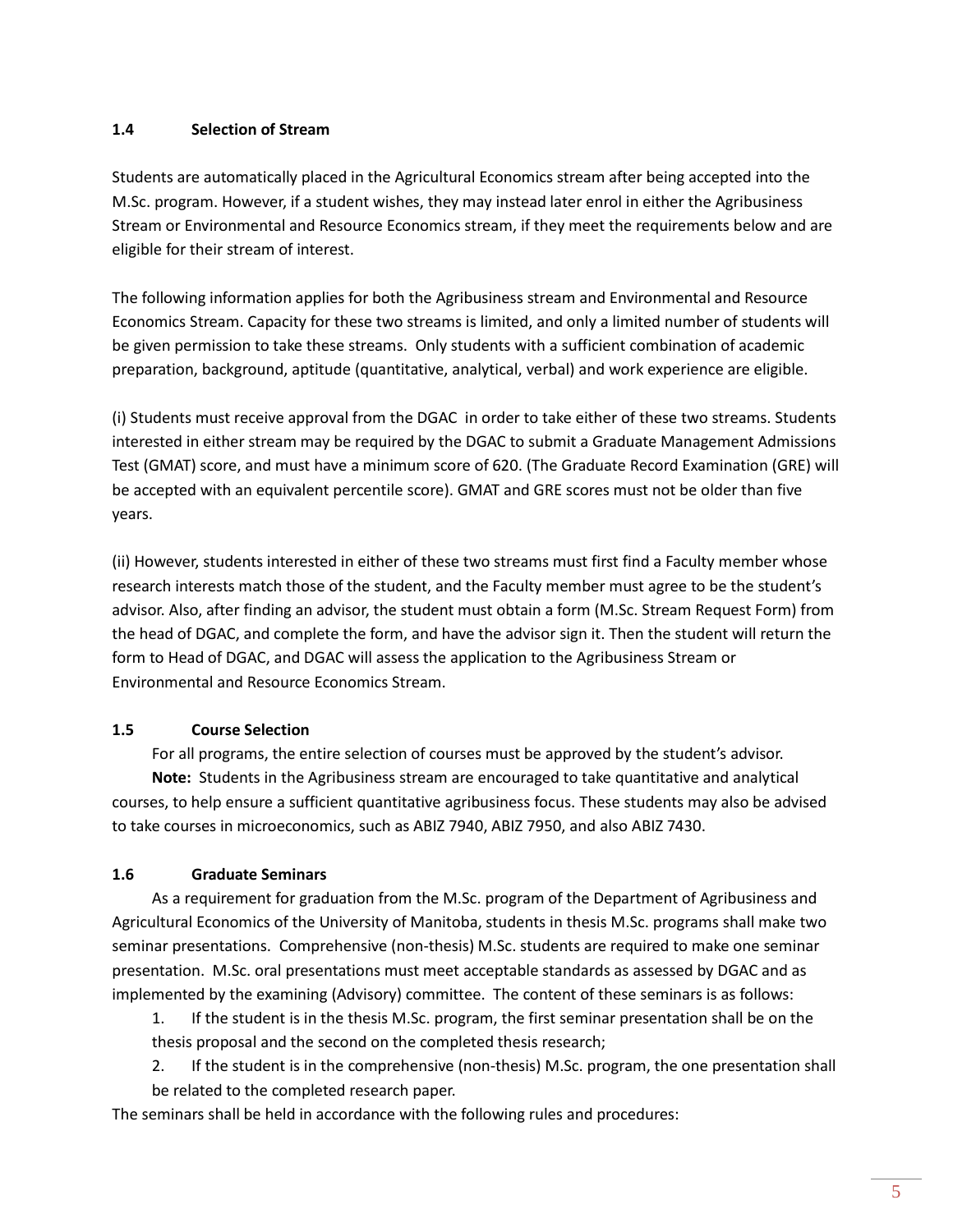### 1.4 Selection of Stream

Students are automatically placed in the Agricultural Economics stream after being accepted into the M.Sc. program. However, if a student wishes, they may instead later enrol in either the Agribusiness Stream or Environmental and Resource Economics stream, if they meet the requirements below and are eligible for their stream of interest.

The following information applies for both the Agribusiness stream and Environmental and Resource Economics Stream. Capacity for these two streams is limited, and only a limited number of students will be given permission to take these streams. Only students with a sufficient combination of academic preparation, background, aptitude (quantitative, analytical, verbal) and work experience are eligible.

(i) Students must receive approval from the DGAC in order to take either of these two streams. Students interested in either stream may be required by the DGAC to submit a Graduate Management Admissions Test (GMAT) score, and must have a minimum score of 620. (The Graduate Record Examination (GRE) will be accepted with an equivalent percentile score). GMAT and GRE scores must not be older than five years.

(ii) However, students interested in either of these two streams must first find a Faculty member whose research interests match those of the student, and the Faculty member must agree to be the student's advisor. Also, after finding an advisor, the student must obtain a form (M.Sc. Stream Request Form) from the head of DGAC, and complete the form, and have the advisor sign it. Then the student will return the form to Head of DGAC, and DGAC will assess the application to the Agribusiness Stream or Environmental and Resource Economics Stream.

### 1.5 Course Selection

For all programs, the entire selection of courses must be approved by the student's advisor.

**Note:** Students in the Agribusiness stream are encouraged to take quantitative and analytical courses, to help ensure a sufficient quantitative agribusiness focus. These students may also be advised to take courses in microeconomics, such as ABIZ 7940, ABIZ 7950, and also ABIZ 7430.

### 1.6 Graduate Seminars

As a requirement for graduation from the M.Sc. program of the Department of Agribusiness and Agricultural Economics of the University of Manitoba, students in thesis M.Sc. programs shall make two seminar presentations. Comprehensive (non-thesis) M.Sc. students are required to make one seminar presentation. M.Sc. oral presentations must meet acceptable standards as assessed by DGAC and as implemented by the examining (Advisory) committee. The content of these seminars is as follows:

1. If the student is in the thesis M.Sc. program, the first seminar presentation shall be on the thesis proposal and the second on the completed thesis research;
2. If the student is in the comprehensive (non-thesis) M.Sc. program, the one presentation shall be related to the completed research paper.

The seminars shall be held in accordance with the following rules and procedures: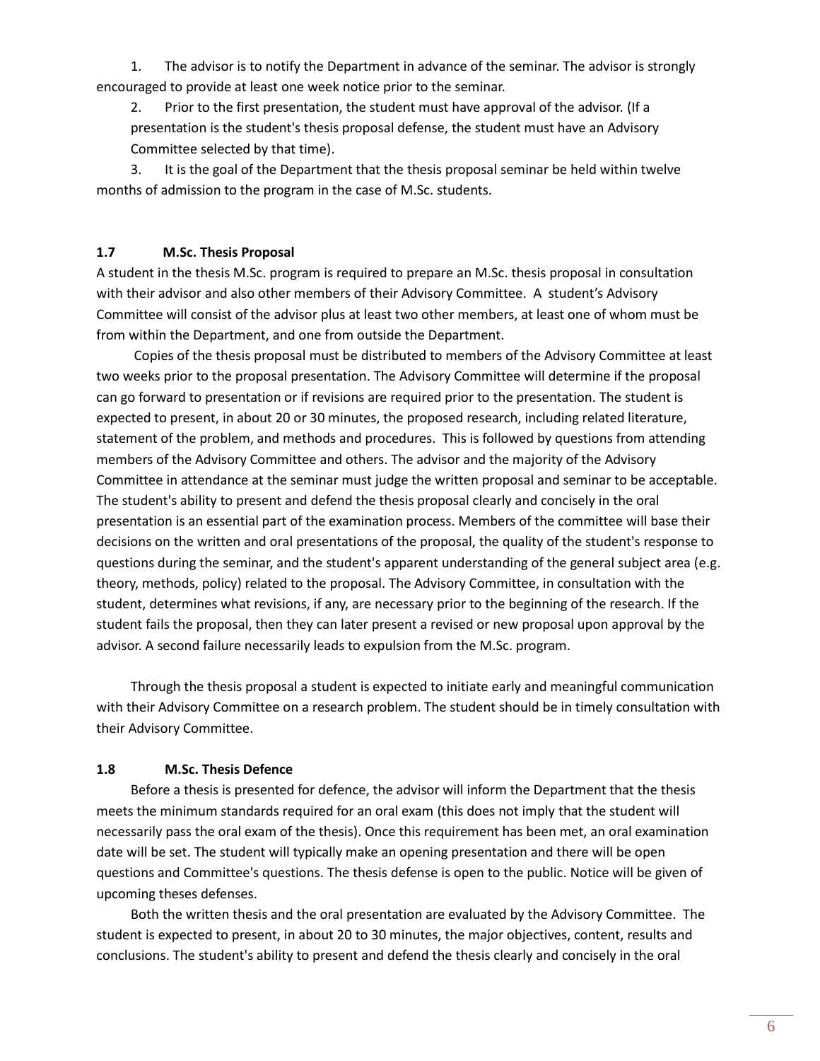1. The advisor is to notify the Department in advance of the seminar. The advisor is strongly encouraged to provide at least one week notice prior to the seminar.
2. Prior to the first presentation, the student must have approval of the advisor. (If a presentation is the student's thesis proposal defense, the student must have an Advisory Committee selected by that time).
3. It is the goal of the Department that the thesis proposal seminar be held within twelve months of admission to the program in the case of M.Sc. students.

### 1.7 M.Sc. Thesis Proposal

A student in the thesis M.Sc. program is required to prepare an M.Sc. thesis proposal in consultation with their advisor and also other members of their Advisory Committee. A student's Advisory Committee will consist of the advisor plus at least two other members, at least one of whom must be from within the Department, and one from outside the Department.

Copies of the thesis proposal must be distributed to members of the Advisory Committee at least two weeks prior to the proposal presentation. The Advisory Committee will determine if the proposal can go forward to presentation or if revisions are required prior to the presentation. The student is expected to present, in about 20 or 30 minutes, the proposed research, including related literature, statement of the problem, and methods and procedures. This is followed by questions from attending members of the Advisory Committee and others. The advisor and the majority of the Advisory Committee in attendance at the seminar must judge the written proposal and seminar to be acceptable. The student's ability to present and defend the thesis proposal clearly and concisely in the oral presentation is an essential part of the examination process. Members of the committee will base their decisions on the written and oral presentations of the proposal, the quality of the student's response to questions during the seminar, and the student's apparent understanding of the general subject area (e.g. theory, methods, policy) related to the proposal. The Advisory Committee, in consultation with the student, determines what revisions, if any, are necessary prior to the beginning of the research. If the student fails the proposal, then they can later present a revised or new proposal upon approval by the advisor. A second failure necessarily leads to expulsion from the M.Sc. program.

Through the thesis proposal a student is expected to initiate early and meaningful communication with their Advisory Committee on a research problem. The student should be in timely consultation with their Advisory Committee.

### 1.8 M.Sc. Thesis Defence

Before a thesis is presented for defence, the advisor will inform the Department that the thesis meets the minimum standards required for an oral exam (this does not imply that the student will necessarily pass the oral exam of the thesis). Once this requirement has been met, an oral examination date will be set. The student will typically make an opening presentation and there will be open questions and Committee's questions. The thesis defense is open to the public. Notice will be given of upcoming theses defenses.

Both the written thesis and the oral presentation are evaluated by the Advisory Committee. The student is expected to present, in about 20 to 30 minutes, the major objectives, content, results and conclusions. The student's ability to present and defend the thesis clearly and concisely in the oral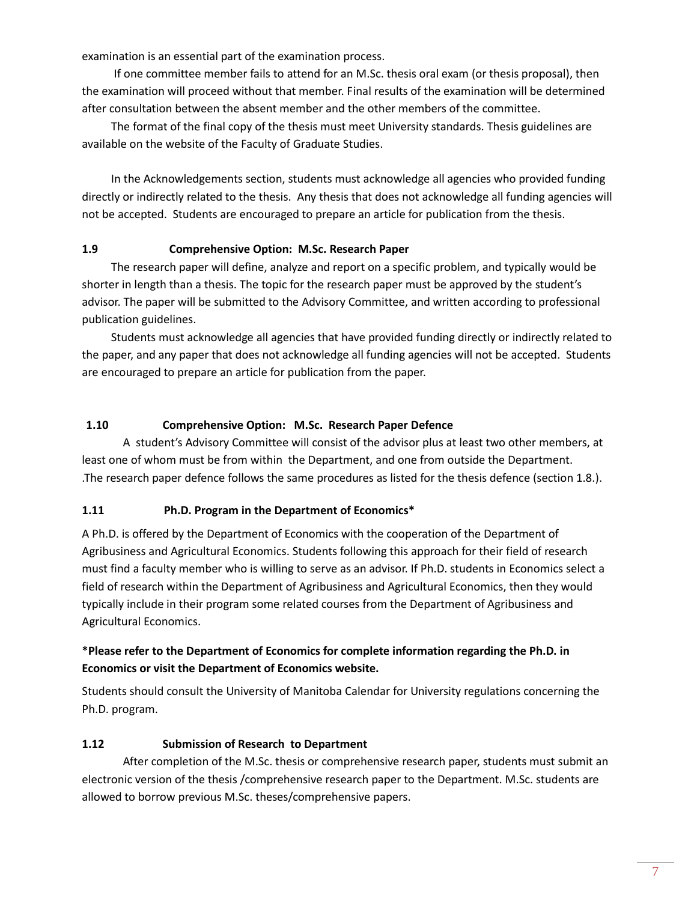examination is an essential part of the examination process.

If one committee member fails to attend for an M.Sc. thesis oral exam (or thesis proposal), then the examination will proceed without that member. Final results of the examination will be determined after consultation between the absent member and the other members of the committee.

The format of the final copy of the thesis must meet University standards. Thesis guidelines are available on the website of the Faculty of Graduate Studies.

In the Acknowledgements section, students must acknowledge all agencies who provided funding directly or indirectly related to the thesis. Any thesis that does not acknowledge all funding agencies will not be accepted. Students are encouraged to prepare an article for publication from the thesis.

### 1.9 Comprehensive Option: M.Sc. Research Paper

The research paper will define, analyze and report on a specific problem, and typically would be shorter in length than a thesis. The topic for the research paper must be approved by the student's advisor. The paper will be submitted to the Advisory Committee, and written according to professional publication guidelines.

Students must acknowledge all agencies that have provided funding directly or indirectly related to the paper, and any paper that does not acknowledge all funding agencies will not be accepted. Students are encouraged to prepare an article for publication from the paper.

### 1.10 Comprehensive Option: M.Sc. Research Paper Defence

A student's Advisory Committee will consist of the advisor plus at least two other members, at least one of whom must be from within the Department, and one from outside the Department. .The research paper defence follows the same procedures as listed for the thesis defence (section 1.8.).

### 1.11 Ph.D. Program in the Department of Economics*

A Ph.D. is offered by the Department of Economics with the cooperation of the Department of Agribusiness and Agricultural Economics. Students following this approach for their field of research must find a faculty member who is willing to serve as an advisor. If Ph.D. students in Economics select a field of research within the Department of Agribusiness and Agricultural Economics, then they would typically include in their program some related courses from the Department of Agribusiness and Agricultural Economics.

**\*Please refer to the Department of Economics for complete information regarding the Ph.D. in Economics or visit the Department of Economics website.**

Students should consult the University of Manitoba Calendar for University regulations concerning the Ph.D. program.

### 1.12 Submission of Research to Department

After completion of the M.Sc. thesis or comprehensive research paper, students must submit an electronic version of the thesis /comprehensive research paper to the Department. M.Sc. students are allowed to borrow previous M.Sc. theses/comprehensive papers.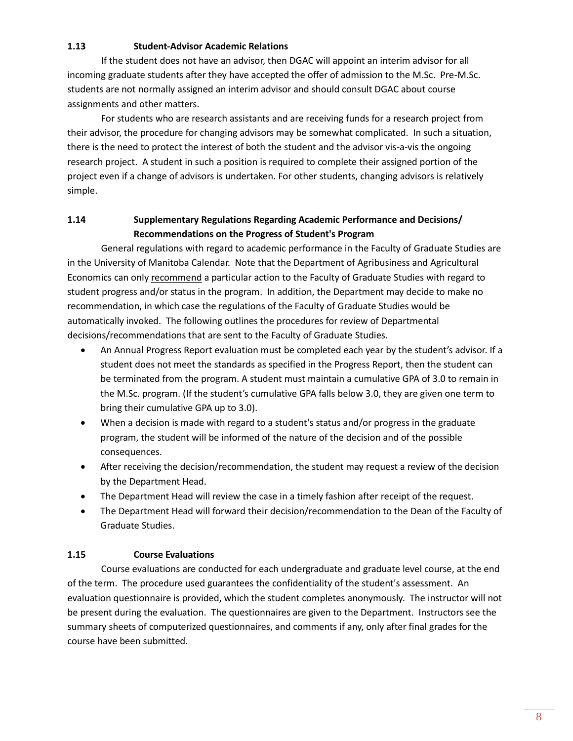### 1.13 Student-Advisor Academic Relations

If the student does not have an advisor, then DGAC will appoint an interim advisor for all incoming graduate students after they have accepted the offer of admission to the M.Sc. Pre-M.Sc. students are not normally assigned an interim advisor and should consult DGAC about course assignments and other matters.

For students who are research assistants and are receiving funds for a research project from their advisor, the procedure for changing advisors may be somewhat complicated. In such a situation, there is the need to protect the interest of both the student and the advisor vis-a-vis the ongoing research project. A student in such a position is required to complete their assigned portion of the project even if a change of advisors is undertaken. For other students, changing advisors is relatively simple.

### 1.14 Supplementary Regulations Regarding Academic Performance and Decisions/ Recommendations on the Progress of Student's Program

General regulations with regard to academic performance in the Faculty of Graduate Studies are in the University of Manitoba Calendar. Note that the Department of Agribusiness and Agricultural Economics can only <u>recommend</u> a particular action to the Faculty of Graduate Studies with regard to student progress and/or status in the program. In addition, the Department may decide to make no recommendation, in which case the regulations of the Faculty of Graduate Studies would be automatically invoked. The following outlines the procedures for review of Departmental decisions/recommendations that are sent to the Faculty of Graduate Studies.

- An Annual Progress Report evaluation must be completed each year by the student's advisor. If a student does not meet the standards as specified in the Progress Report, then the student can be terminated from the program. A student must maintain a cumulative GPA of 3.0 to remain in the M.Sc. program. (If the student's cumulative GPA falls below 3.0, they are given one term to bring their cumulative GPA up to 3.0).
- When a decision is made with regard to a student's status and/or progress in the graduate program, the student will be informed of the nature of the decision and of the possible consequences.
- After receiving the decision/recommendation, the student may request a review of the decision by the Department Head.
- The Department Head will review the case in a timely fashion after receipt of the request.
- The Department Head will forward their decision/recommendation to the Dean of the Faculty of Graduate Studies.

### 1.15 Course Evaluations

Course evaluations are conducted for each undergraduate and graduate level course, at the end of the term. The procedure used guarantees the confidentiality of the student's assessment. An evaluation questionnaire is provided, which the student completes anonymously. The instructor will not be present during the evaluation. The questionnaires are given to the Department. Instructors see the summary sheets of computerized questionnaires, and comments if any, only after final grades for the course have been submitted.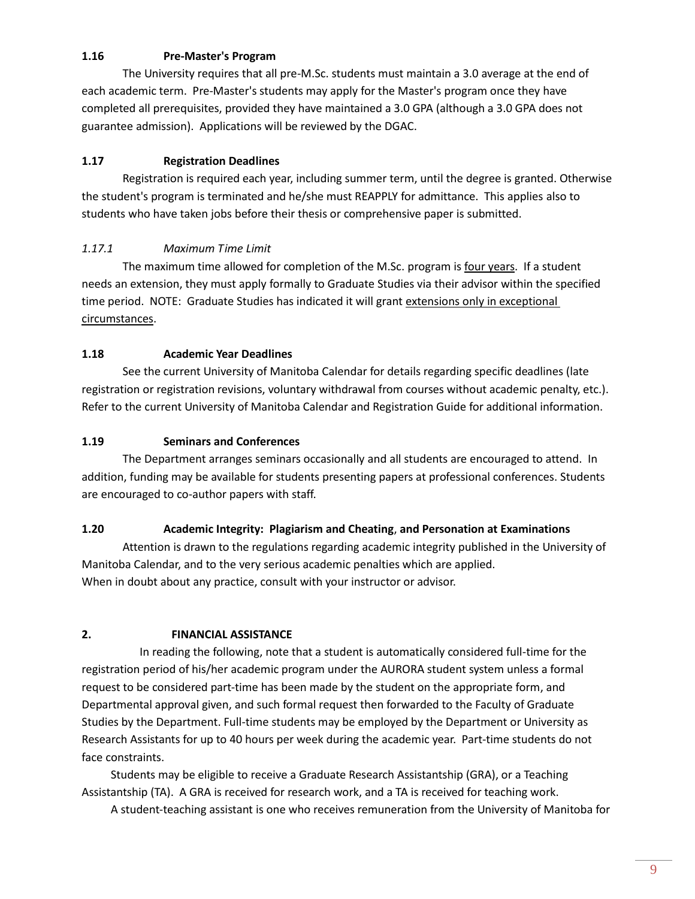### 1.16 Pre-Master's Program

The University requires that all pre-M.Sc. students must maintain a 3.0 average at the end of each academic term. Pre-Master's students may apply for the Master's program once they have completed all prerequisites, provided they have maintained a 3.0 GPA (although a 3.0 GPA does not guarantee admission). Applications will be reviewed by the DGAC.

### 1.17 Registration Deadlines

Registration is required each year, including summer term, until the degree is granted. Otherwise the student's program is terminated and he/she must REAPPLY for admittance. This applies also to students who have taken jobs before their thesis or comprehensive paper is submitted.

#### *1.17.1 Maximum Time Limit*

The maximum time allowed for completion of the M.Sc. program is <u>four years</u>. If a student needs an extension, they must apply formally to Graduate Studies via their advisor within the specified time period. NOTE: Graduate Studies has indicated it will grant <u>extensions only in exceptional circumstances</u>.

### 1.18 Academic Year Deadlines

See the current University of Manitoba Calendar for details regarding specific deadlines (late registration or registration revisions, voluntary withdrawal from courses without academic penalty, etc.). Refer to the current University of Manitoba Calendar and Registration Guide for additional information.

### 1.19 Seminars and Conferences

The Department arranges seminars occasionally and all students are encouraged to attend. In addition, funding may be available for students presenting papers at professional conferences. Students are encouraged to co-author papers with staff.

### 1.20 Academic Integrity: Plagiarism and Cheating, and Personation at Examinations

Attention is drawn to the regulations regarding academic integrity published in the University of Manitoba Calendar, and to the very serious academic penalties which are applied.
When in doubt about any practice, consult with your instructor or advisor.

## 2. FINANCIAL ASSISTANCE

In reading the following, note that a student is automatically considered full-time for the registration period of his/her academic program under the AURORA student system unless a formal request to be considered part-time has been made by the student on the appropriate form, and Departmental approval given, and such formal request then forwarded to the Faculty of Graduate Studies by the Department. Full-time students may be employed by the Department or University as Research Assistants for up to 40 hours per week during the academic year. Part-time students do not face constraints.

Students may be eligible to receive a Graduate Research Assistantship (GRA), or a Teaching Assistantship (TA). A GRA is received for research work, and a TA is received for teaching work.

A student-teaching assistant is one who receives remuneration from the University of Manitoba for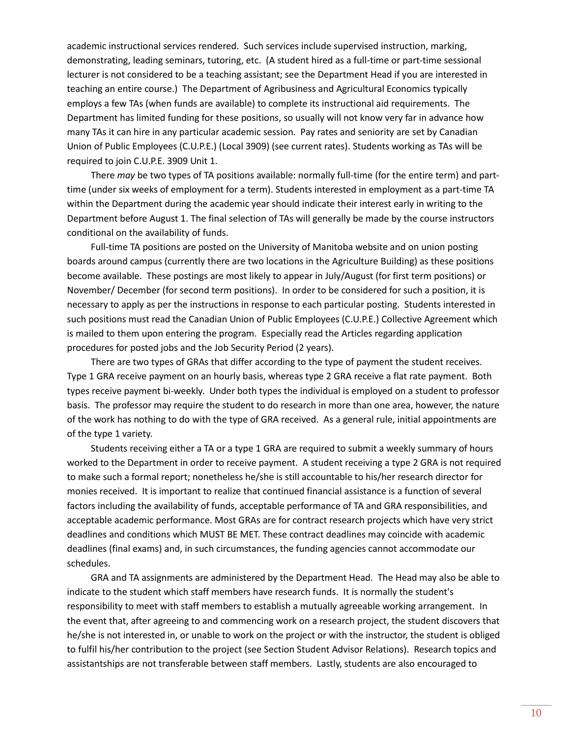academic instructional services rendered. Such services include supervised instruction, marking, demonstrating, leading seminars, tutoring, etc. (A student hired as a full-time or part-time sessional lecturer is not considered to be a teaching assistant; see the Department Head if you are interested in teaching an entire course.) The Department of Agribusiness and Agricultural Economics typically employs a few TAs (when funds are available) to complete its instructional aid requirements. The Department has limited funding for these positions, so usually will not know very far in advance how many TAs it can hire in any particular academic session. Pay rates and seniority are set by Canadian Union of Public Employees (C.U.P.E.) (Local 3909) (see current rates). Students working as TAs will be required to join C.U.P.E. 3909 Unit 1.

There *may* be two types of TA positions available: normally full-time (for the entire term) and part-time (under six weeks of employment for a term). Students interested in employment as a part-time TA within the Department during the academic year should indicate their interest early in writing to the Department before August 1. The final selection of TAs will generally be made by the course instructors conditional on the availability of funds.

Full-time TA positions are posted on the University of Manitoba website and on union posting boards around campus (currently there are two locations in the Agriculture Building) as these positions become available. These postings are most likely to appear in July/August (for first term positions) or November/ December (for second term positions). In order to be considered for such a position, it is necessary to apply as per the instructions in response to each particular posting. Students interested in such positions must read the Canadian Union of Public Employees (C.U.P.E.) Collective Agreement which is mailed to them upon entering the program. Especially read the Articles regarding application procedures for posted jobs and the Job Security Period (2 years).

There are two types of GRAs that differ according to the type of payment the student receives. Type 1 GRA receive payment on an hourly basis, whereas type 2 GRA receive a flat rate payment. Both types receive payment bi-weekly. Under both types the individual is employed on a student to professor basis. The professor may require the student to do research in more than one area, however, the nature of the work has nothing to do with the type of GRA received. As a general rule, initial appointments are of the type 1 variety.

Students receiving either a TA or a type 1 GRA are required to submit a weekly summary of hours worked to the Department in order to receive payment. A student receiving a type 2 GRA is not required to make such a formal report; nonetheless he/she is still accountable to his/her research director for monies received. It is important to realize that continued financial assistance is a function of several factors including the availability of funds, acceptable performance of TA and GRA responsibilities, and acceptable academic performance. Most GRAs are for contract research projects which have very strict deadlines and conditions which MUST BE MET. These contract deadlines may coincide with academic deadlines (final exams) and, in such circumstances, the funding agencies cannot accommodate our schedules.

GRA and TA assignments are administered by the Department Head. The Head may also be able to indicate to the student which staff members have research funds. It is normally the student's responsibility to meet with staff members to establish a mutually agreeable working arrangement. In the event that, after agreeing to and commencing work on a research project, the student discovers that he/she is not interested in, or unable to work on the project or with the instructor, the student is obliged to fulfil his/her contribution to the project (see Section Student Advisor Relations). Research topics and assistantships are not transferable between staff members. Lastly, students are also encouraged to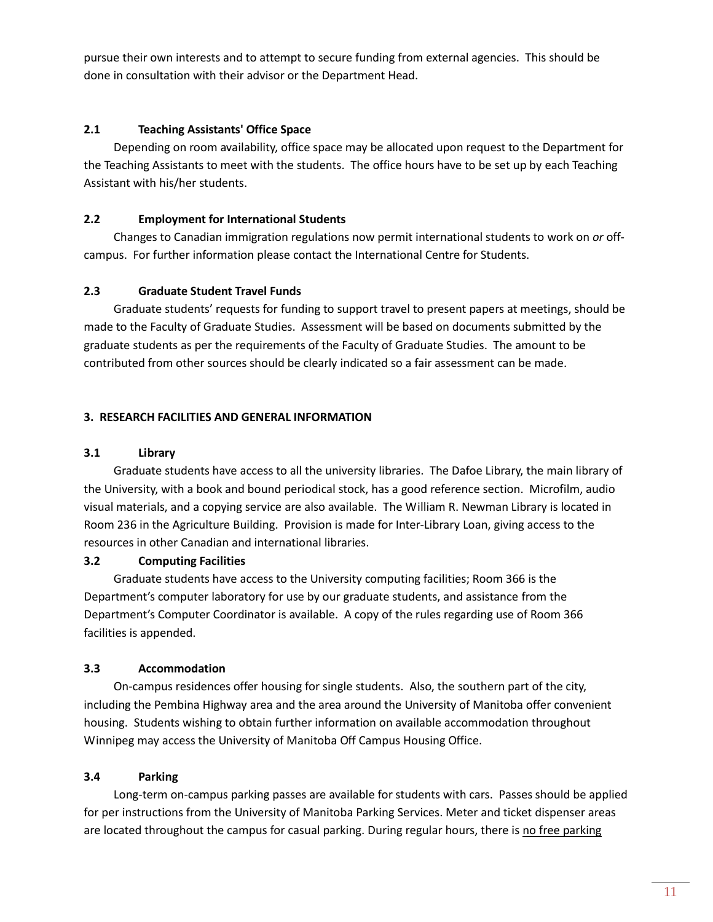pursue their own interests and to attempt to secure funding from external agencies. This should be done in consultation with their advisor or the Department Head.

### 2.1 Teaching Assistants' Office Space

Depending on room availability, office space may be allocated upon request to the Department for the Teaching Assistants to meet with the students. The office hours have to be set up by each Teaching Assistant with his/her students.

### 2.2 Employment for International Students

Changes to Canadian immigration regulations now permit international students to work on *or* off-campus. For further information please contact the International Centre for Students.

### 2.3 Graduate Student Travel Funds

Graduate students' requests for funding to support travel to present papers at meetings, should be made to the Faculty of Graduate Studies. Assessment will be based on documents submitted by the graduate students as per the requirements of the Faculty of Graduate Studies. The amount to be contributed from other sources should be clearly indicated so a fair assessment can be made.

## 3. RESEARCH FACILITIES AND GENERAL INFORMATION

### 3.1 Library

Graduate students have access to all the university libraries. The Dafoe Library, the main library of the University, with a book and bound periodical stock, has a good reference section. Microfilm, audio visual materials, and a copying service are also available. The William R. Newman Library is located in Room 236 in the Agriculture Building. Provision is made for Inter-Library Loan, giving access to the resources in other Canadian and international libraries.

### 3.2 Computing Facilities

Graduate students have access to the University computing facilities; Room 366 is the Department's computer laboratory for use by our graduate students, and assistance from the Department's Computer Coordinator is available. A copy of the rules regarding use of Room 366 facilities is appended.

### 3.3 Accommodation

On-campus residences offer housing for single students. Also, the southern part of the city, including the Pembina Highway area and the area around the University of Manitoba offer convenient housing. Students wishing to obtain further information on available accommodation throughout Winnipeg may access the University of Manitoba Off Campus Housing Office.

### 3.4 Parking

Long-term on-campus parking passes are available for students with cars. Passes should be applied for per instructions from the University of Manitoba Parking Services. Meter and ticket dispenser areas are located throughout the campus for casual parking. During regular hours, there is <u>no free parking</u>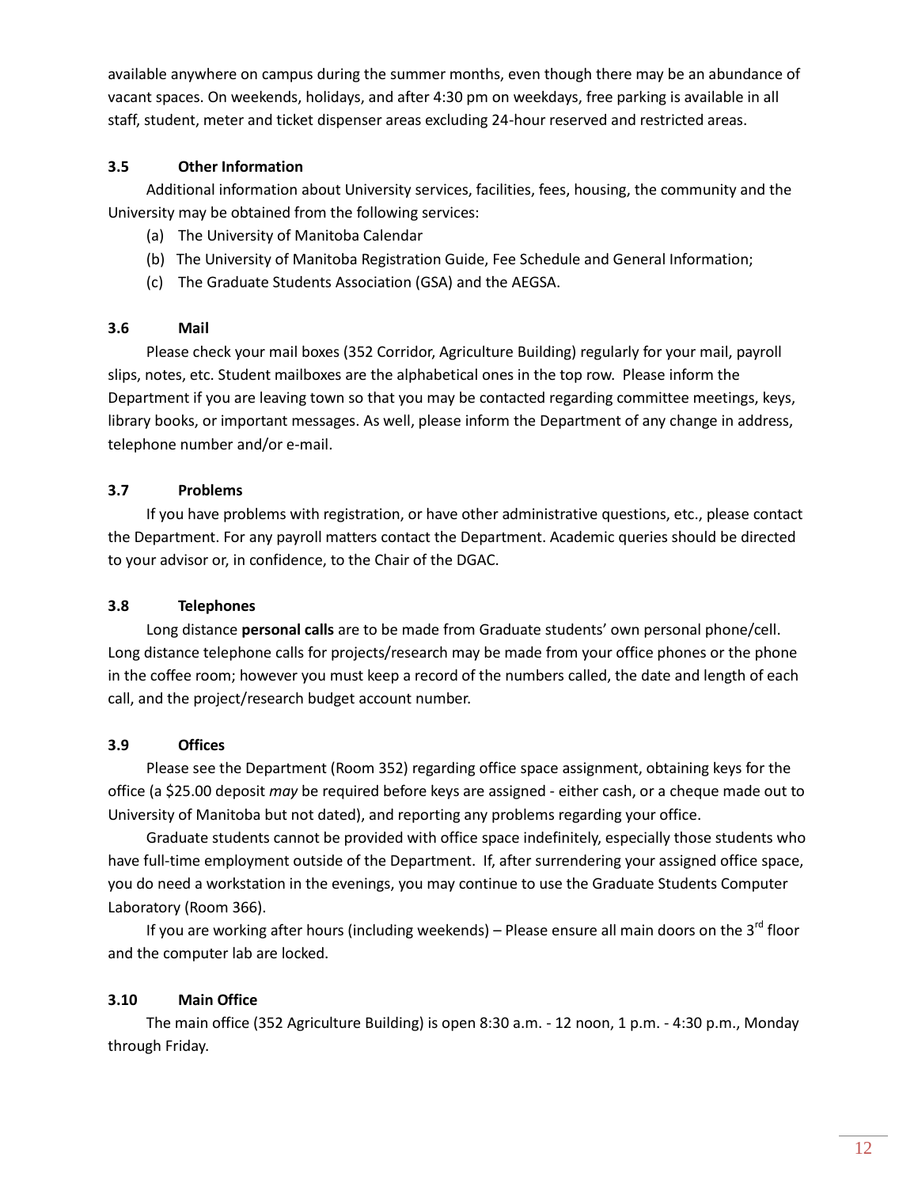available anywhere on campus during the summer months, even though there may be an abundance of vacant spaces. On weekends, holidays, and after 4:30 pm on weekdays, free parking is available in all staff, student, meter and ticket dispenser areas excluding 24-hour reserved and restricted areas.

### 3.5 Other Information

Additional information about University services, facilities, fees, housing, the community and the University may be obtained from the following services:

(a) The University of Manitoba Calendar
(b) The University of Manitoba Registration Guide, Fee Schedule and General Information;
(c) The Graduate Students Association (GSA) and the AEGSA.

### 3.6 Mail

Please check your mail boxes (352 Corridor, Agriculture Building) regularly for your mail, payroll slips, notes, etc. Student mailboxes are the alphabetical ones in the top row. Please inform the Department if you are leaving town so that you may be contacted regarding committee meetings, keys, library books, or important messages. As well, please inform the Department of any change in address, telephone number and/or e-mail.

### 3.7 Problems

If you have problems with registration, or have other administrative questions, etc., please contact the Department. For any payroll matters contact the Department. Academic queries should be directed to your advisor or, in confidence, to the Chair of the DGAC.

### 3.8 Telephones

Long distance **personal calls** are to be made from Graduate students' own personal phone/cell. Long distance telephone calls for projects/research may be made from your office phones or the phone in the coffee room; however you must keep a record of the numbers called, the date and length of each call, and the project/research budget account number.

### 3.9 Offices

Please see the Department (Room 352) regarding office space assignment, obtaining keys for the office (a $25.00 deposit *may* be required before keys are assigned - either cash, or a cheque made out to University of Manitoba but not dated), and reporting any problems regarding your office.

Graduate students cannot be provided with office space indefinitely, especially those students who have full-time employment outside of the Department. If, after surrendering your assigned office space, you do need a workstation in the evenings, you may continue to use the Graduate Students Computer Laboratory (Room 366).

If you are working after hours (including weekends) – Please ensure all main doors on the 3rd floor and the computer lab are locked.

### 3.10 Main Office

The main office (352 Agriculture Building) is open 8:30 a.m. - 12 noon, 1 p.m. - 4:30 p.m., Monday through Friday.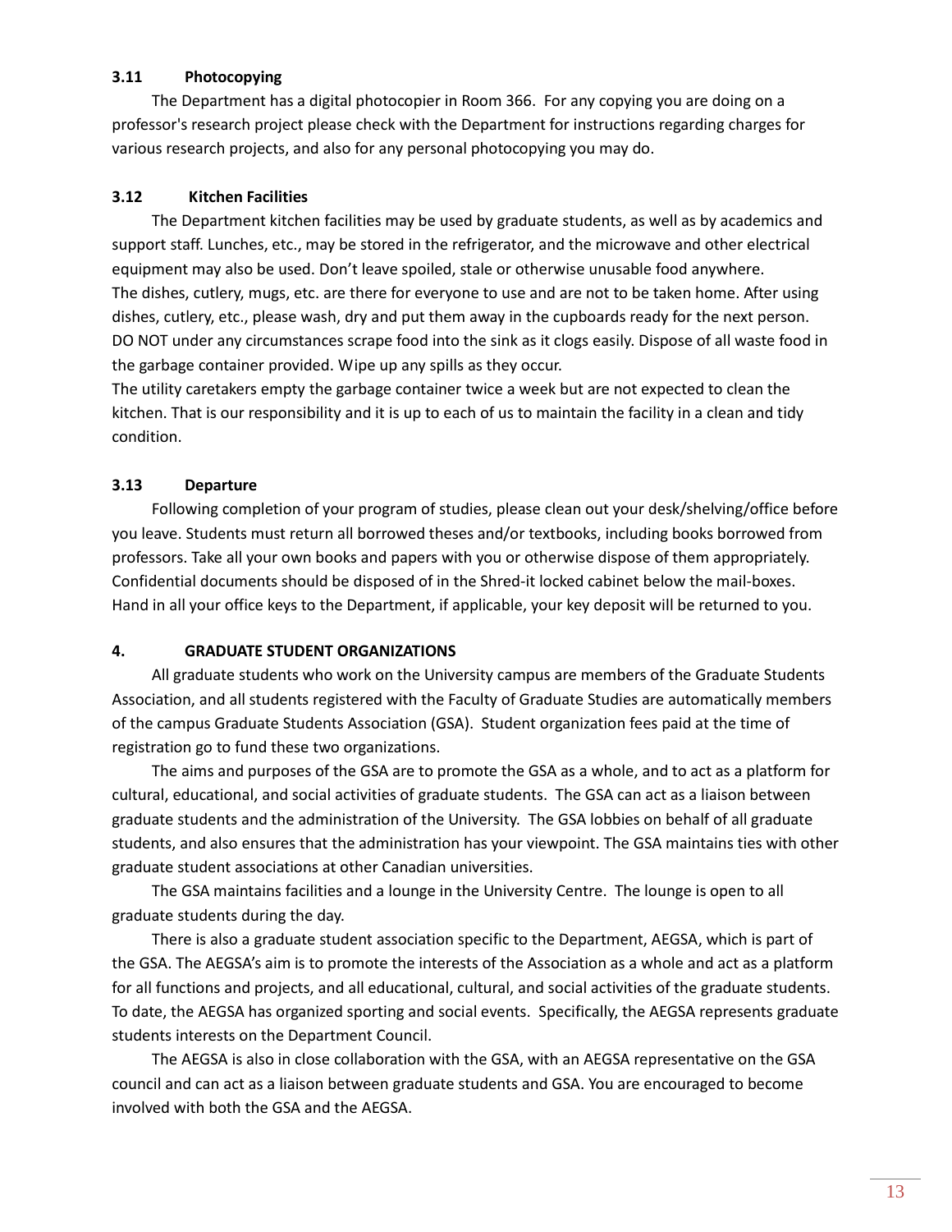### 3.11 Photocopying

The Department has a digital photocopier in Room 366. For any copying you are doing on a professor's research project please check with the Department for instructions regarding charges for various research projects, and also for any personal photocopying you may do.

### 3.12 Kitchen Facilities

The Department kitchen facilities may be used by graduate students, as well as by academics and support staff. Lunches, etc., may be stored in the refrigerator, and the microwave and other electrical equipment may also be used. Don't leave spoiled, stale or otherwise unusable food anywhere.
The dishes, cutlery, mugs, etc. are there for everyone to use and are not to be taken home. After using dishes, cutlery, etc., please wash, dry and put them away in the cupboards ready for the next person. DO NOT under any circumstances scrape food into the sink as it clogs easily. Dispose of all waste food in the garbage container provided. Wipe up any spills as they occur.
The utility caretakers empty the garbage container twice a week but are not expected to clean the kitchen. That is our responsibility and it is up to each of us to maintain the facility in a clean and tidy condition.

### 3.13 Departure

Following completion of your program of studies, please clean out your desk/shelving/office before you leave. Students must return all borrowed theses and/or textbooks, including books borrowed from professors. Take all your own books and papers with you or otherwise dispose of them appropriately. Confidential documents should be disposed of in the Shred-it locked cabinet below the mail-boxes. Hand in all your office keys to the Department, if applicable, your key deposit will be returned to you.

## 4. GRADUATE STUDENT ORGANIZATIONS

All graduate students who work on the University campus are members of the Graduate Students Association, and all students registered with the Faculty of Graduate Studies are automatically members of the campus Graduate Students Association (GSA). Student organization fees paid at the time of registration go to fund these two organizations.

The aims and purposes of the GSA are to promote the GSA as a whole, and to act as a platform for cultural, educational, and social activities of graduate students. The GSA can act as a liaison between graduate students and the administration of the University. The GSA lobbies on behalf of all graduate students, and also ensures that the administration has your viewpoint. The GSA maintains ties with other graduate student associations at other Canadian universities.

The GSA maintains facilities and a lounge in the University Centre. The lounge is open to all graduate students during the day.

There is also a graduate student association specific to the Department, AEGSA, which is part of the GSA. The AEGSA's aim is to promote the interests of the Association as a whole and act as a platform for all functions and projects, and all educational, cultural, and social activities of the graduate students. To date, the AEGSA has organized sporting and social events. Specifically, the AEGSA represents graduate students interests on the Department Council.

The AEGSA is also in close collaboration with the GSA, with an AEGSA representative on the GSA council and can act as a liaison between graduate students and GSA. You are encouraged to become involved with both the GSA and the AEGSA.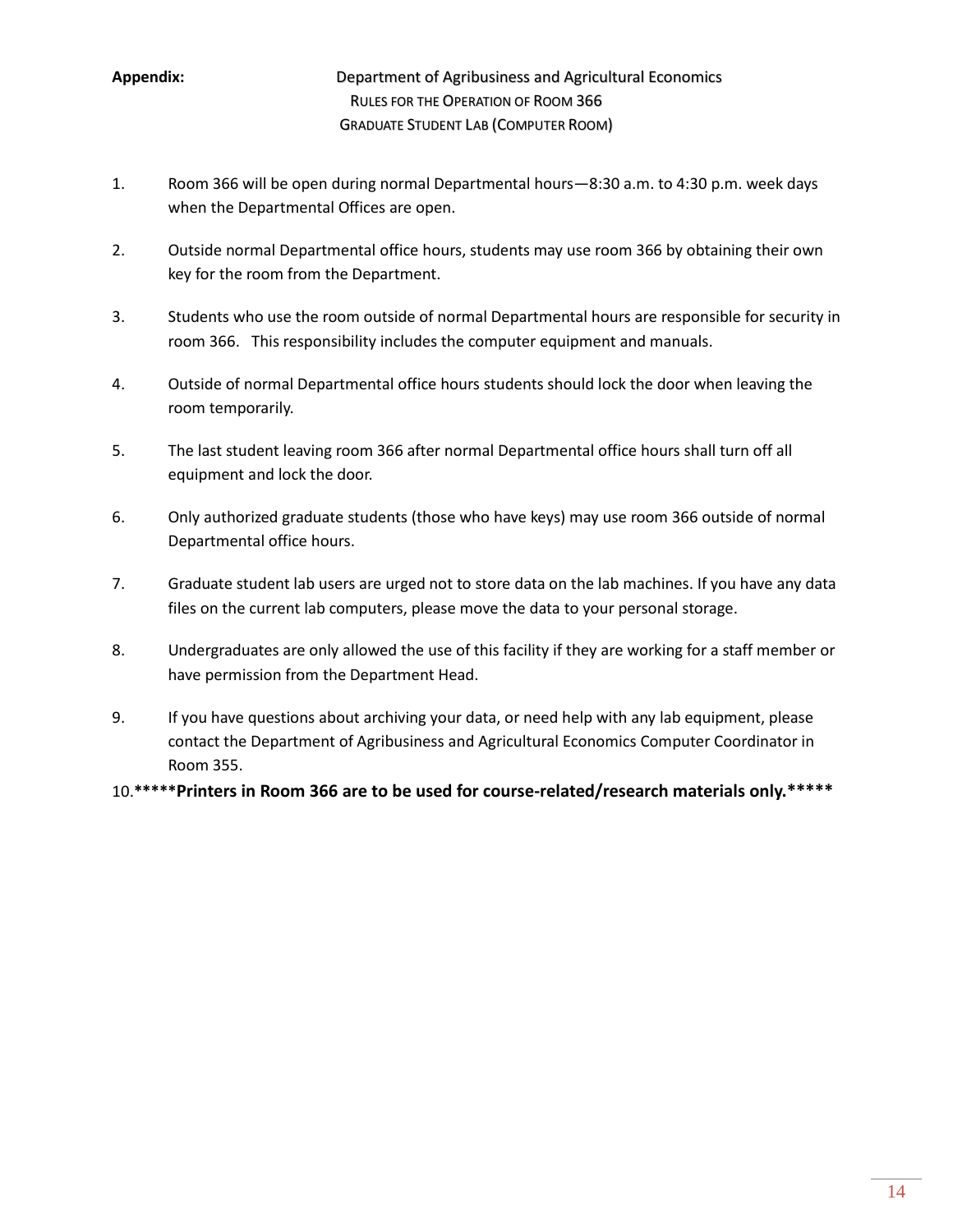**Appendix:** Department of Agribusiness and Agricultural Economics

RULES FOR THE OPERATION OF ROOM 366

GRADUATE STUDENT LAB (COMPUTER ROOM)

1. Room 366 will be open during normal Departmental hours—8:30 a.m. to 4:30 p.m. week days when the Departmental Offices are open.

2. Outside normal Departmental office hours, students may use room 366 by obtaining their own key for the room from the Department.

3. Students who use the room outside of normal Departmental hours are responsible for security in room 366. This responsibility includes the computer equipment and manuals.

4. Outside of normal Departmental office hours students should lock the door when leaving the room temporarily.

5. The last student leaving room 366 after normal Departmental office hours shall turn off all equipment and lock the door.

6. Only authorized graduate students (those who have keys) may use room 366 outside of normal Departmental office hours.

7. Graduate student lab users are urged not to store data on the lab machines. If you have any data files on the current lab computers, please move the data to your personal storage.

8. Undergraduates are only allowed the use of this facility if they are working for a staff member or have permission from the Department Head.

9. If you have questions about archiving your data, or need help with any lab equipment, please contact the Department of Agribusiness and Agricultural Economics Computer Coordinator in Room 355.

10. *****Printers in Room 366 are to be used for course-related/research materials only.*****